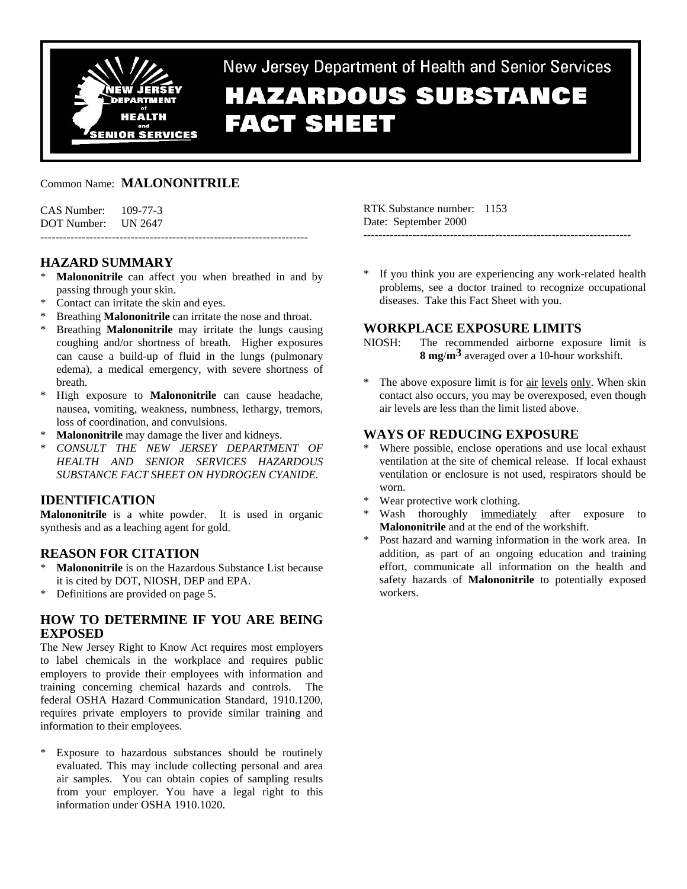New Jersey Department of Health and Senior Services

# HAZARDOUS SUBSTANCE FACT SHEET

Common Name: **MALONONITRILE**

CAS Number: 109-77-3
DOT Number: UN 2647

RTK Substance number: 1153
Date: September 2000

---

## HAZARD SUMMARY

* **Malononitrile** can affect you when breathed in and by passing through your skin.
* Contact can irritate the skin and eyes.
* Breathing **Malononitrile** can irritate the nose and throat.
* Breathing **Malononitrile** may irritate the lungs causing coughing and/or shortness of breath. Higher exposures can cause a build-up of fluid in the lungs (pulmonary edema), a medical emergency, with severe shortness of breath.
* High exposure to **Malononitrile** can cause headache, nausea, vomiting, weakness, numbness, lethargy, tremors, loss of coordination, and convulsions.
* **Malononitrile** may damage the liver and kidneys.
* *CONSULT THE NEW JERSEY DEPARTMENT OF HEALTH AND SENIOR SERVICES HAZARDOUS SUBSTANCE FACT SHEET ON HYDROGEN CYANIDE.*

## IDENTIFICATION

**Malononitrile** is a white powder. It is used in organic synthesis and as a leaching agent for gold.

## REASON FOR CITATION

* **Malononitrile** is on the Hazardous Substance List because it is cited by DOT, NIOSH, DEP and EPA.
* Definitions are provided on page 5.

## HOW TO DETERMINE IF YOU ARE BEING EXPOSED

The New Jersey Right to Know Act requires most employers to label chemicals in the workplace and requires public employers to provide their employees with information and training concerning chemical hazards and controls. The federal OSHA Hazard Communication Standard, 1910.1200, requires private employers to provide similar training and information to their employees.

* Exposure to hazardous substances should be routinely evaluated. This may include collecting personal and area air samples. You can obtain copies of sampling results from your employer. You have a legal right to this information under OSHA 1910.1020.
* If you think you are experiencing any work-related health problems, see a doctor trained to recognize occupational diseases. Take this Fact Sheet with you.

## WORKPLACE EXPOSURE LIMITS

NIOSH: The recommended airborne exposure limit is **8 mg/m$^3$** averaged over a 10-hour workshift.

* The above exposure limit is for air levels only. When skin contact also occurs, you may be overexposed, even though air levels are less than the limit listed above.

## WAYS OF REDUCING EXPOSURE

* Where possible, enclose operations and use local exhaust ventilation at the site of chemical release. If local exhaust ventilation or enclosure is not used, respirators should be worn.
* Wear protective work clothing.
* Wash thoroughly immediately after exposure to **Malononitrile** and at the end of the workshift.
* Post hazard and warning information in the work area. In addition, as part of an ongoing education and training effort, communicate all information on the health and safety hazards of **Malononitrile** to potentially exposed workers.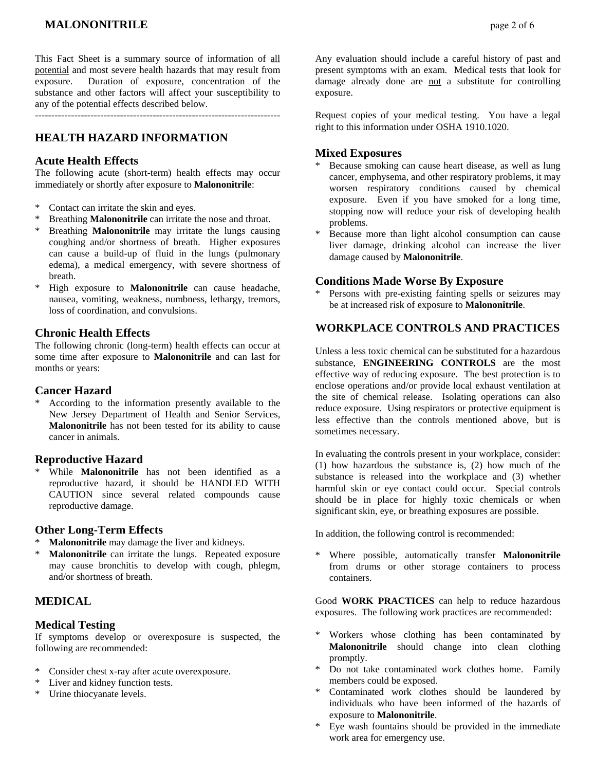This Fact Sheet is a summary source of information of all potential and most severe health hazards that may result from exposure. Duration of exposure, concentration of the substance and other factors will affect your susceptibility to any of the potential effects described below.

---

## HEALTH HAZARD INFORMATION

### Acute Health Effects

The following acute (short-term) health effects may occur immediately or shortly after exposure to **Malononitrile**:

* Contact can irritate the skin and eyes.
* Breathing **Malononitrile** can irritate the nose and throat.
* Breathing **Malononitrile** may irritate the lungs causing coughing and/or shortness of breath. Higher exposures can cause a build-up of fluid in the lungs (pulmonary edema), a medical emergency, with severe shortness of breath.
* High exposure to **Malononitrile** can cause headache, nausea, vomiting, weakness, numbness, lethargy, tremors, loss of coordination, and convulsions.

### Chronic Health Effects

The following chronic (long-term) health effects can occur at some time after exposure to **Malononitrile** and can last for months or years:

### Cancer Hazard

* According to the information presently available to the New Jersey Department of Health and Senior Services, **Malononitrile** has not been tested for its ability to cause cancer in animals.

### Reproductive Hazard

* While **Malononitrile** has not been identified as a reproductive hazard, it should be HANDLED WITH CAUTION since several related compounds cause reproductive damage.

### Other Long-Term Effects

* **Malononitrile** may damage the liver and kidneys.
* **Malononitrile** can irritate the lungs. Repeated exposure may cause bronchitis to develop with cough, phlegm, and/or shortness of breath.

## MEDICAL

### Medical Testing

If symptoms develop or overexposure is suspected, the following are recommended:

* Consider chest x-ray after acute overexposure.
* Liver and kidney function tests.
* Urine thiocyanate levels.

Any evaluation should include a careful history of past and present symptoms with an exam. Medical tests that look for damage already done are not a substitute for controlling exposure.

Request copies of your medical testing. You have a legal right to this information under OSHA 1910.1020.

### Mixed Exposures

* Because smoking can cause heart disease, as well as lung cancer, emphysema, and other respiratory problems, it may worsen respiratory conditions caused by chemical exposure. Even if you have smoked for a long time, stopping now will reduce your risk of developing health problems.
* Because more than light alcohol consumption can cause liver damage, drinking alcohol can increase the liver damage caused by **Malononitrile**.

### Conditions Made Worse By Exposure

* Persons with pre-existing fainting spells or seizures may be at increased risk of exposure to **Malononitrile**.

## WORKPLACE CONTROLS AND PRACTICES

Unless a less toxic chemical can be substituted for a hazardous substance, **ENGINEERING CONTROLS** are the most effective way of reducing exposure. The best protection is to enclose operations and/or provide local exhaust ventilation at the site of chemical release. Isolating operations can also reduce exposure. Using respirators or protective equipment is less effective than the controls mentioned above, but is sometimes necessary.

In evaluating the controls present in your workplace, consider: (1) how hazardous the substance is, (2) how much of the substance is released into the workplace and (3) whether harmful skin or eye contact could occur. Special controls should be in place for highly toxic chemicals or when significant skin, eye, or breathing exposures are possible.

In addition, the following control is recommended:

* Where possible, automatically transfer **Malononitrile** from drums or other storage containers to process containers.

Good **WORK PRACTICES** can help to reduce hazardous exposures. The following work practices are recommended:

* Workers whose clothing has been contaminated by **Malononitrile** should change into clean clothing promptly.
* Do not take contaminated work clothes home. Family members could be exposed.
* Contaminated work clothes should be laundered by individuals who have been informed of the hazards of exposure to **Malononitrile**.
* Eye wash fountains should be provided in the immediate work area for emergency use.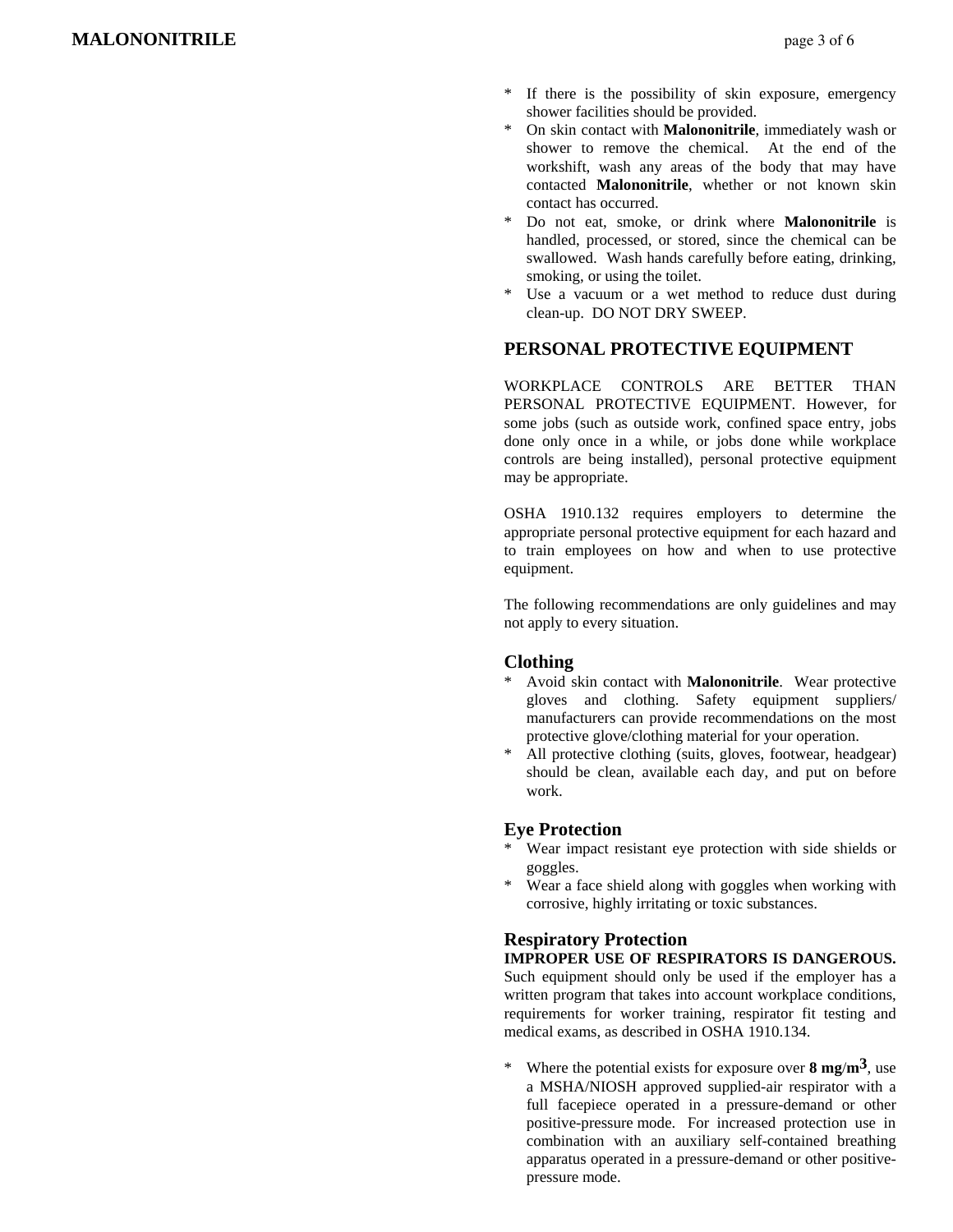* If there is the possibility of skin exposure, emergency shower facilities should be provided.
* On skin contact with **Malononitrile**, immediately wash or shower to remove the chemical. At the end of the workshift, wash any areas of the body that may have contacted **Malononitrile**, whether or not known skin contact has occurred.
* Do not eat, smoke, or drink where **Malononitrile** is handled, processed, or stored, since the chemical can be swallowed. Wash hands carefully before eating, drinking, smoking, or using the toilet.
* Use a vacuum or a wet method to reduce dust during clean-up. DO NOT DRY SWEEP.

## PERSONAL PROTECTIVE EQUIPMENT

WORKPLACE CONTROLS ARE BETTER THAN PERSONAL PROTECTIVE EQUIPMENT. However, for some jobs (such as outside work, confined space entry, jobs done only once in a while, or jobs done while workplace controls are being installed), personal protective equipment may be appropriate.

OSHA 1910.132 requires employers to determine the appropriate personal protective equipment for each hazard and to train employees on how and when to use protective equipment.

The following recommendations are only guidelines and may not apply to every situation.

### Clothing

* Avoid skin contact with **Malononitrile**. Wear protective gloves and clothing. Safety equipment suppliers/ manufacturers can provide recommendations on the most protective glove/clothing material for your operation.
* All protective clothing (suits, gloves, footwear, headgear) should be clean, available each day, and put on before work.

### Eye Protection

* Wear impact resistant eye protection with side shields or goggles.
* Wear a face shield along with goggles when working with corrosive, highly irritating or toxic substances.

### Respiratory Protection

**IMPROPER USE OF RESPIRATORS IS DANGEROUS.** Such equipment should only be used if the employer has a written program that takes into account workplace conditions, requirements for worker training, respirator fit testing and medical exams, as described in OSHA 1910.134.

* Where the potential exists for exposure over **8 mg/m$^3$**, use a MSHA/NIOSH approved supplied-air respirator with a full facepiece operated in a pressure-demand or other positive-pressure mode. For increased protection use in combination with an auxiliary self-contained breathing apparatus operated in a pressure-demand or other positive-pressure mode.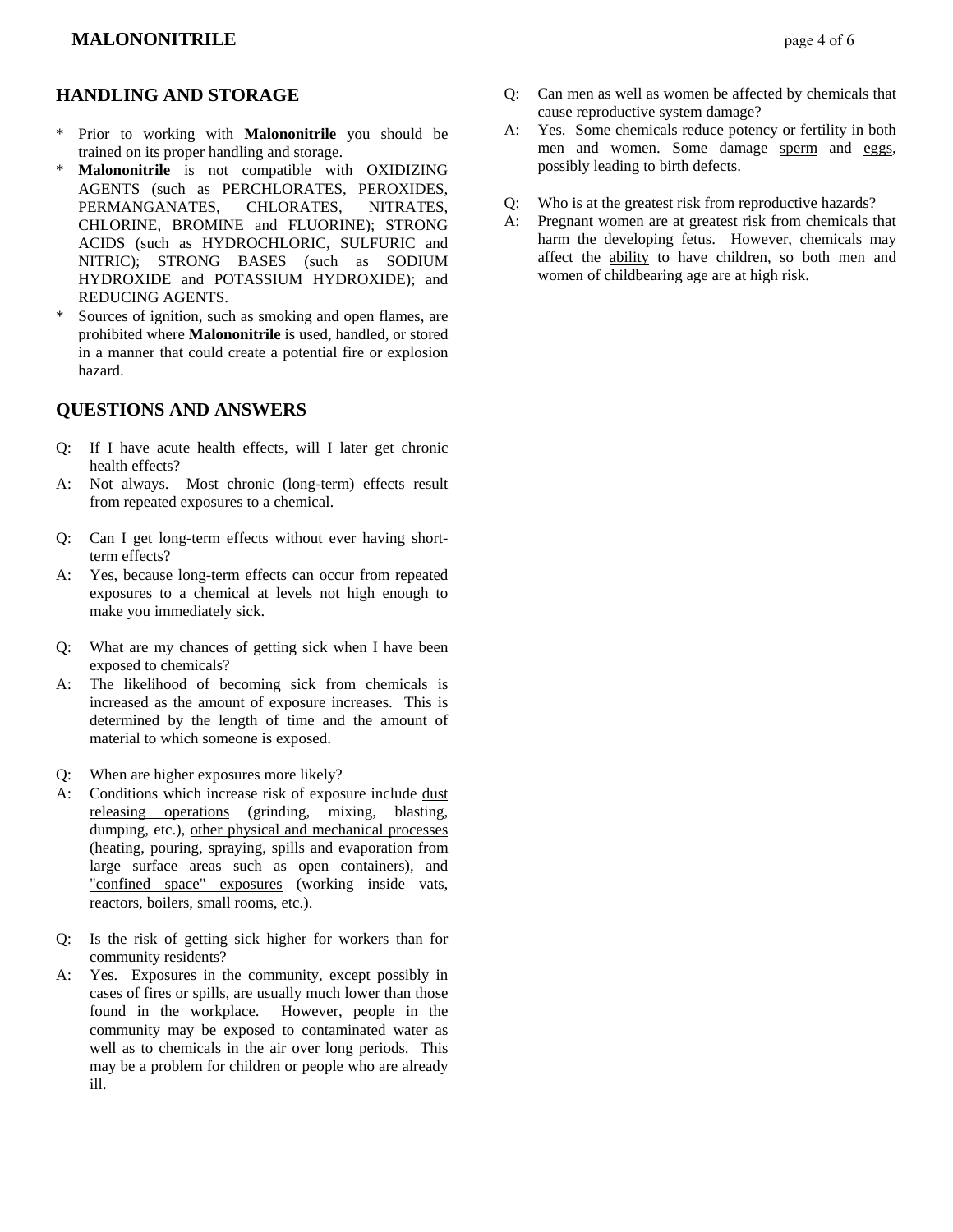## HANDLING AND STORAGE

* Prior to working with **Malononitrile** you should be trained on its proper handling and storage.
* **Malononitrile** is not compatible with OXIDIZING AGENTS (such as PERCHLORATES, PEROXIDES, PERMANGANATES, CHLORATES, NITRATES, CHLORINE, BROMINE and FLUORINE); STRONG ACIDS (such as HYDROCHLORIC, SULFURIC and NITRIC); STRONG BASES (such as SODIUM HYDROXIDE and POTASSIUM HYDROXIDE); and REDUCING AGENTS.
* Sources of ignition, such as smoking and open flames, are prohibited where **Malononitrile** is used, handled, or stored in a manner that could create a potential fire or explosion hazard.

## QUESTIONS AND ANSWERS

Q: If I have acute health effects, will I later get chronic health effects?
A: Not always. Most chronic (long-term) effects result from repeated exposures to a chemical.

Q: Can I get long-term effects without ever having short-term effects?
A: Yes, because long-term effects can occur from repeated exposures to a chemical at levels not high enough to make you immediately sick.

Q: What are my chances of getting sick when I have been exposed to chemicals?
A: The likelihood of becoming sick from chemicals is increased as the amount of exposure increases. This is determined by the length of time and the amount of material to which someone is exposed.

Q: When are higher exposures more likely?
A: Conditions which increase risk of exposure include <u>dust releasing operations</u> (grinding, mixing, blasting, dumping, etc.), <u>other physical and mechanical processes</u> (heating, pouring, spraying, spills and evaporation from large surface areas such as open containers), and <u>"confined space" exposures</u> (working inside vats, reactors, boilers, small rooms, etc.).

Q: Is the risk of getting sick higher for workers than for community residents?
A: Yes. Exposures in the community, except possibly in cases of fires or spills, are usually much lower than those found in the workplace. However, people in the community may be exposed to contaminated water as well as to chemicals in the air over long periods. This may be a problem for children or people who are already ill.

Q: Can men as well as women be affected by chemicals that cause reproductive system damage?
A: Yes. Some chemicals reduce potency or fertility in both men and women. Some damage <u>sperm</u> and <u>eggs</u>, possibly leading to birth defects.

Q: Who is at the greatest risk from reproductive hazards?
A: Pregnant women are at greatest risk from chemicals that harm the developing fetus. However, chemicals may affect the <u>ability</u> to have children, so both men and women of childbearing age are at high risk.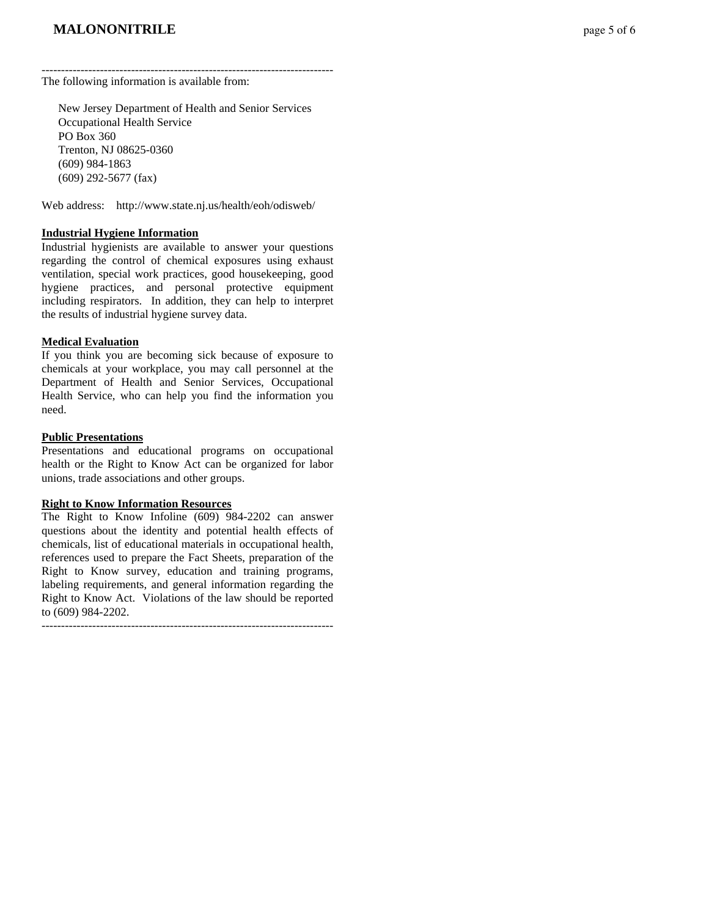---

The following information is available from:

New Jersey Department of Health and Senior Services
Occupational Health Service
PO Box 360
Trenton, NJ 08625-0360
(609) 984-1863
(609) 292-5677 (fax)

Web address: http://www.state.nj.us/health/eoh/odisweb/

**Industrial Hygiene Information**

Industrial hygienists are available to answer your questions regarding the control of chemical exposures using exhaust ventilation, special work practices, good housekeeping, good hygiene practices, and personal protective equipment including respirators. In addition, they can help to interpret the results of industrial hygiene survey data.

**Medical Evaluation**

If you think you are becoming sick because of exposure to chemicals at your workplace, you may call personnel at the Department of Health and Senior Services, Occupational Health Service, who can help you find the information you need.

**Public Presentations**

Presentations and educational programs on occupational health or the Right to Know Act can be organized for labor unions, trade associations and other groups.

**Right to Know Information Resources**

The Right to Know Infoline (609) 984-2202 can answer questions about the identity and potential health effects of chemicals, list of educational materials in occupational health, references used to prepare the Fact Sheets, preparation of the Right to Know survey, education and training programs, labeling requirements, and general information regarding the Right to Know Act. Violations of the law should be reported to (609) 984-2202.

---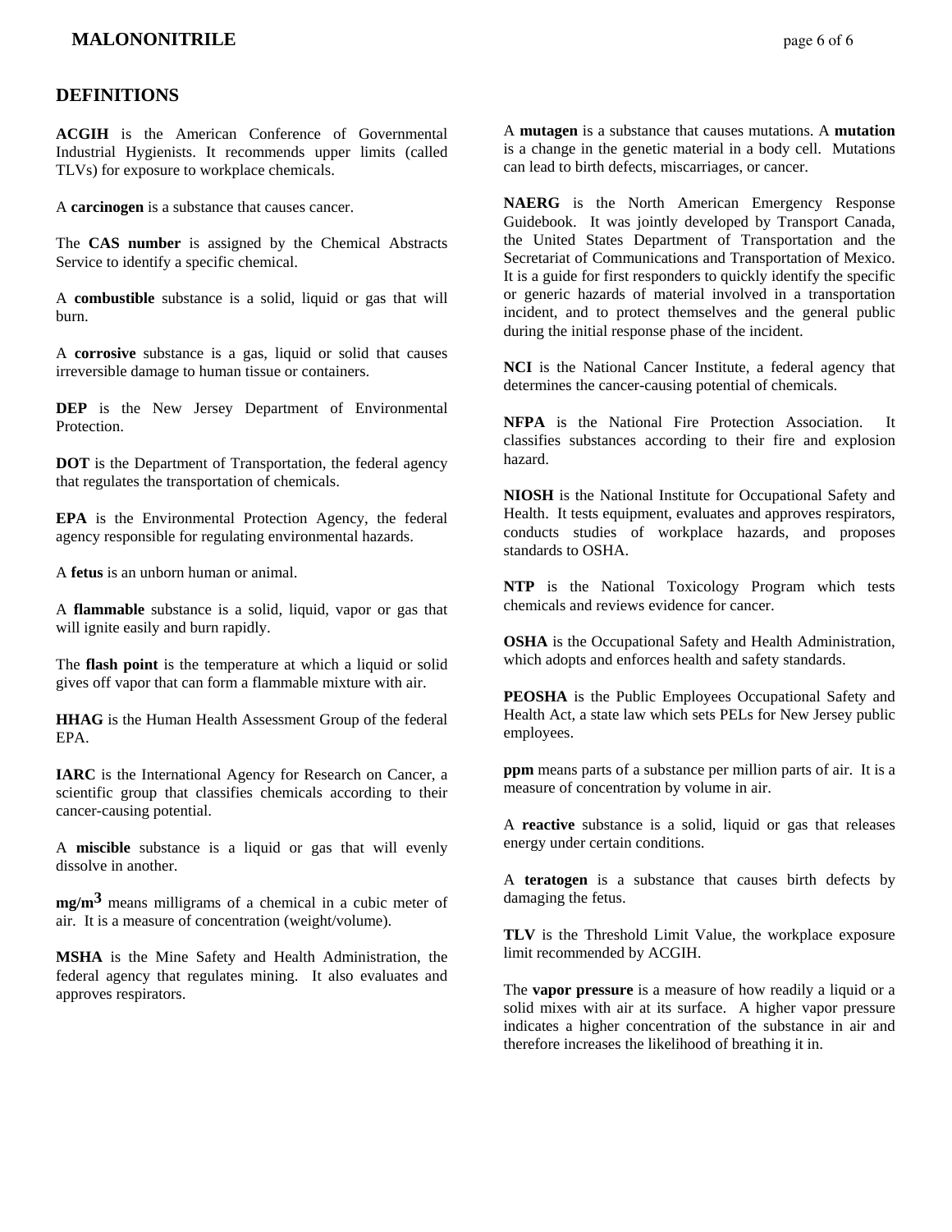## DEFINITIONS

**ACGIH** is the American Conference of Governmental Industrial Hygienists. It recommends upper limits (called TLVs) for exposure to workplace chemicals.

A **carcinogen** is a substance that causes cancer.

The **CAS number** is assigned by the Chemical Abstracts Service to identify a specific chemical.

A **combustible** substance is a solid, liquid or gas that will burn.

A **corrosive** substance is a gas, liquid or solid that causes irreversible damage to human tissue or containers.

**DEP** is the New Jersey Department of Environmental Protection.

**DOT** is the Department of Transportation, the federal agency that regulates the transportation of chemicals.

**EPA** is the Environmental Protection Agency, the federal agency responsible for regulating environmental hazards.

A **fetus** is an unborn human or animal.

A **flammable** substance is a solid, liquid, vapor or gas that will ignite easily and burn rapidly.

The **flash point** is the temperature at which a liquid or solid gives off vapor that can form a flammable mixture with air.

**HHAG** is the Human Health Assessment Group of the federal EPA.

**IARC** is the International Agency for Research on Cancer, a scientific group that classifies chemicals according to their cancer-causing potential.

A **miscible** substance is a liquid or gas that will evenly dissolve in another.

**mg/m$^3$** means milligrams of a chemical in a cubic meter of air. It is a measure of concentration (weight/volume).

**MSHA** is the Mine Safety and Health Administration, the federal agency that regulates mining. It also evaluates and approves respirators.

A **mutagen** is a substance that causes mutations. A **mutation** is a change in the genetic material in a body cell. Mutations can lead to birth defects, miscarriages, or cancer.

**NAERG** is the North American Emergency Response Guidebook. It was jointly developed by Transport Canada, the United States Department of Transportation and the Secretariat of Communications and Transportation of Mexico. It is a guide for first responders to quickly identify the specific or generic hazards of material involved in a transportation incident, and to protect themselves and the general public during the initial response phase of the incident.

**NCI** is the National Cancer Institute, a federal agency that determines the cancer-causing potential of chemicals.

**NFPA** is the National Fire Protection Association. It classifies substances according to their fire and explosion hazard.

**NIOSH** is the National Institute for Occupational Safety and Health. It tests equipment, evaluates and approves respirators, conducts studies of workplace hazards, and proposes standards to OSHA.

**NTP** is the National Toxicology Program which tests chemicals and reviews evidence for cancer.

**OSHA** is the Occupational Safety and Health Administration, which adopts and enforces health and safety standards.

**PEOSHA** is the Public Employees Occupational Safety and Health Act, a state law which sets PELs for New Jersey public employees.

**ppm** means parts of a substance per million parts of air. It is a measure of concentration by volume in air.

A **reactive** substance is a solid, liquid or gas that releases energy under certain conditions.

A **teratogen** is a substance that causes birth defects by damaging the fetus.

**TLV** is the Threshold Limit Value, the workplace exposure limit recommended by ACGIH.

The **vapor pressure** is a measure of how readily a liquid or a solid mixes with air at its surface. A higher vapor pressure indicates a higher concentration of the substance in air and therefore increases the likelihood of breathing it in.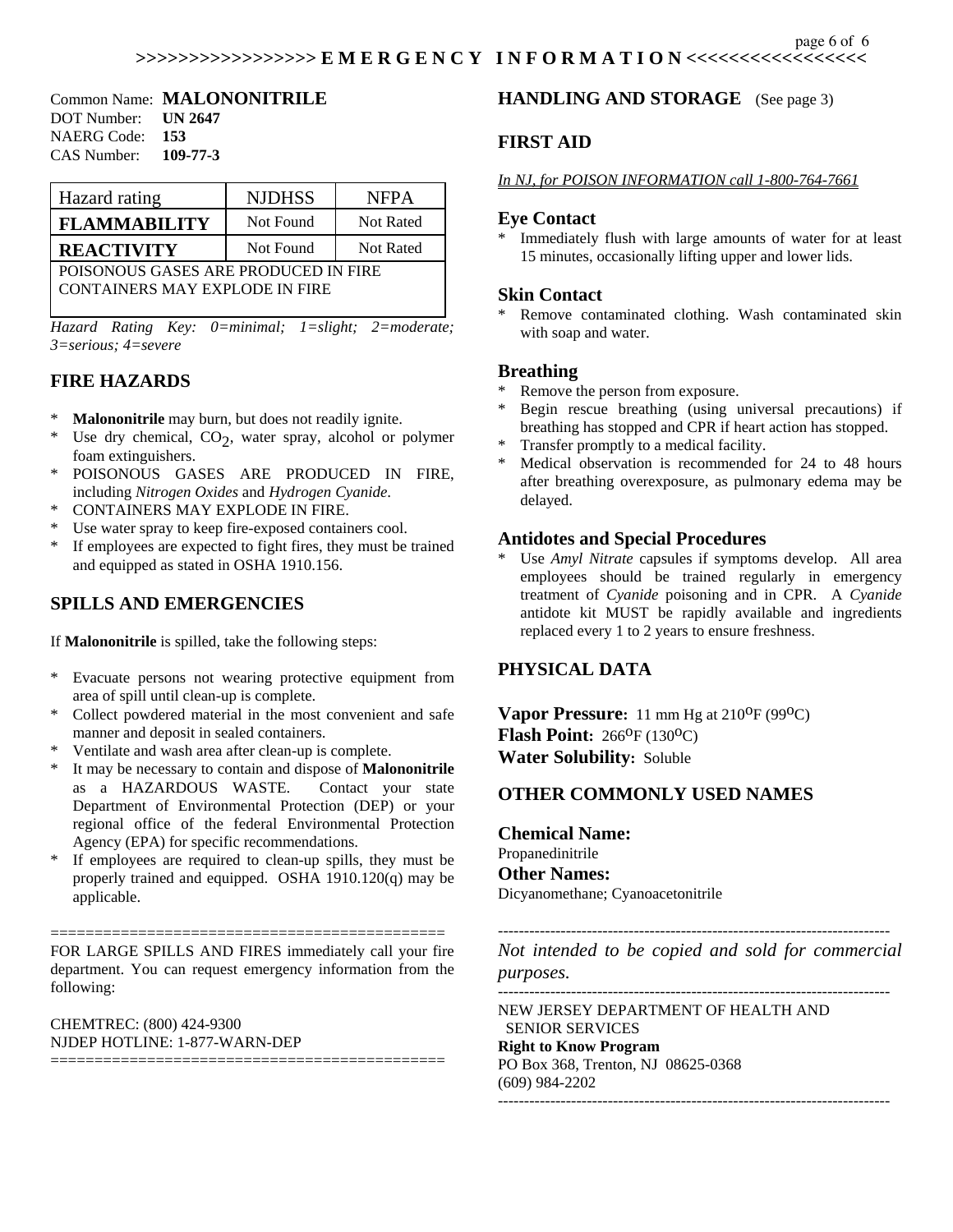>>>>>>>>>>>>>>>>> **E M E R G E N C Y  I N F O R M A T I O N** <<<<<<<<<<<<<<<<<

Common Name: **MALONONITRILE**
DOT Number: **UN 2647**
NAERG Code: **153**
CAS Number: **109-77-3**

| Hazard rating | NJDHSS | NFPA |
|---|---|---|
| **FLAMMABILITY** | Not Found | Not Rated |
| **REACTIVITY** | Not Found | Not Rated |
| POISONOUS GASES ARE PRODUCED IN FIRE<br>CONTAINERS MAY EXPLODE IN FIRE | | |

*Hazard Rating Key: 0=minimal; 1=slight; 2=moderate; 3=serious; 4=severe*

## FIRE HAZARDS

* **Malononitrile** may burn, but does not readily ignite.
* Use dry chemical, $CO_2$, water spray, alcohol or polymer foam extinguishers.
* POISONOUS GASES ARE PRODUCED IN FIRE, including *Nitrogen Oxides* and *Hydrogen Cyanide*.
* CONTAINERS MAY EXPLODE IN FIRE.
* Use water spray to keep fire-exposed containers cool.
* If employees are expected to fight fires, they must be trained and equipped as stated in OSHA 1910.156.

## SPILLS AND EMERGENCIES

If **Malononitrile** is spilled, take the following steps:

* Evacuate persons not wearing protective equipment from area of spill until clean-up is complete.
* Collect powdered material in the most convenient and safe manner and deposit in sealed containers.
* Ventilate and wash area after clean-up is complete.
* It may be necessary to contain and dispose of **Malononitrile** as a HAZARDOUS WASTE. Contact your state Department of Environmental Protection (DEP) or your regional office of the federal Environmental Protection Agency (EPA) for specific recommendations.
* If employees are required to clean-up spills, they must be properly trained and equipped. OSHA 1910.120(q) may be applicable.

============================================

FOR LARGE SPILLS AND FIRES immediately call your fire department. You can request emergency information from the following:

CHEMTREC: (800) 424-9300
NJDEP HOTLINE: 1-877-WARN-DEP

============================================

## HANDLING AND STORAGE (See page 3)

## FIRST AID

*In NJ, for POISON INFORMATION call 1-800-764-7661*

### Eye Contact

* Immediately flush with large amounts of water for at least 15 minutes, occasionally lifting upper and lower lids.

### Skin Contact

* Remove contaminated clothing. Wash contaminated skin with soap and water.

### Breathing

* Remove the person from exposure.
* Begin rescue breathing (using universal precautions) if breathing has stopped and CPR if heart action has stopped.
* Transfer promptly to a medical facility.
* Medical observation is recommended for 24 to 48 hours after breathing overexposure, as pulmonary edema may be delayed.

### Antidotes and Special Procedures

* Use *Amyl Nitrate* capsules if symptoms develop. All area employees should be trained regularly in emergency treatment of *Cyanide* poisoning and in CPR. A *Cyanide* antidote kit MUST be rapidly available and ingredients replaced every 1 to 2 years to ensure freshness.

## PHYSICAL DATA

**Vapor Pressure:** 11 mm Hg at 210°F (99°C)
**Flash Point:** 266°F (130°C)
**Water Solubility:** Soluble

## OTHER COMMONLY USED NAMES

**Chemical Name:**
Propanedinitrile
**Other Names:**
Dicyanomethane; Cyanoacetonitrile

---

*Not intended to be copied and sold for commercial purposes.*

---

NEW JERSEY DEPARTMENT OF HEALTH AND SENIOR SERVICES
**Right to Know Program**
PO Box 368, Trenton, NJ 08625-0368
(609) 984-2202

---